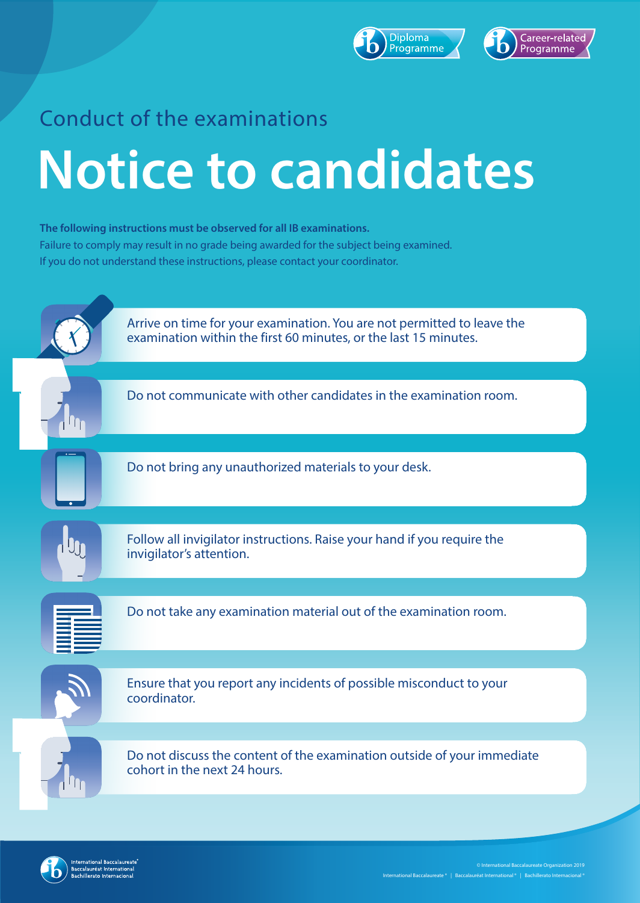Diploma Programme | Career-related Programme

## Conduct of the examinations

# Notice to candidates

**The following instructions must be observed for all IB examinations.**
Failure to comply may result in no grade being awarded for the subject being examined.
If you do not understand these instructions, please contact your coordinator.

- Arrive on time for your examination. You are not permitted to leave the examination within the first 60 minutes, or the last 15 minutes.
- Do not communicate with other candidates in the examination room.
- Do not bring any unauthorized materials to your desk.
- Follow all invigilator instructions. Raise your hand if you require the invigilator's attention.
- Do not take any examination material out of the examination room.
- Ensure that you report any incidents of possible misconduct to your coordinator.
- Do not discuss the content of the examination outside of your immediate cohort in the next 24 hours.

International Baccalaureate®
Baccalauréat International
Bachillerato Internacional

© International Baccalaureate Organization 2019
International Baccalaureate® | Baccalauréat International® | Bachillerato Internacional®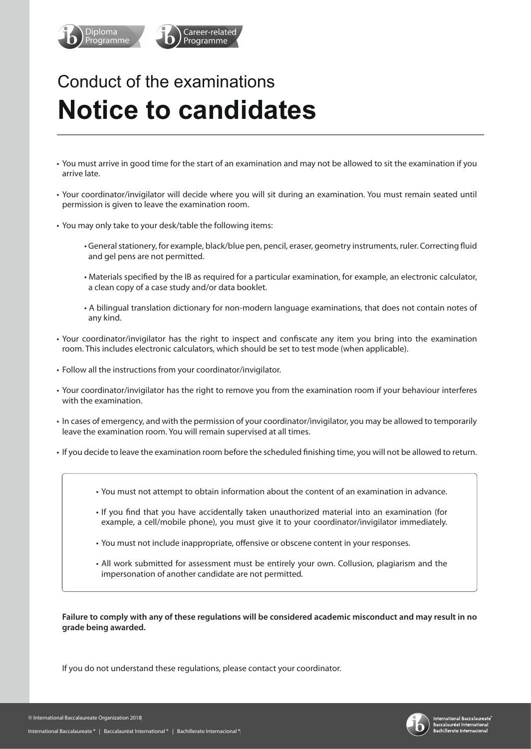Conduct of the examinations

# Notice to candidates

- You must arrive in good time for the start of an examination and may not be allowed to sit the examination if you arrive late.
- Your coordinator/invigilator will decide where you will sit during an examination. You must remain seated until permission is given to leave the examination room.
- You may only take to your desk/table the following items:
  - General stationery, for example, black/blue pen, pencil, eraser, geometry instruments, ruler. Correcting fluid and gel pens are not permitted.
  - Materials specified by the IB as required for a particular examination, for example, an electronic calculator, a clean copy of a case study and/or data booklet.
  - A bilingual translation dictionary for non-modern language examinations, that does not contain notes of any kind.
- Your coordinator/invigilator has the right to inspect and confiscate any item you bring into the examination room. This includes electronic calculators, which should be set to test mode (when applicable).
- Follow all the instructions from your coordinator/invigilator.
- Your coordinator/invigilator has the right to remove you from the examination room if your behaviour interferes with the examination.
- In cases of emergency, and with the permission of your coordinator/invigilator, you may be allowed to temporarily leave the examination room. You will remain supervised at all times.
- If you decide to leave the examination room before the scheduled finishing time, you will not be allowed to return.

> - You must not attempt to obtain information about the content of an examination in advance.
> - If you find that you have accidentally taken unauthorized material into an examination (for example, a cell/mobile phone), you must give it to your coordinator/invigilator immediately.
> - You must not include inappropriate, offensive or obscene content in your responses.
> - All work submitted for assessment must be entirely your own. Collusion, plagiarism and the impersonation of another candidate are not permitted.

**Failure to comply with any of these regulations will be considered academic misconduct and may result in no grade being awarded.**

If you do not understand these regulations, please contact your coordinator.

© International Baccalaureate Organization 2018

International Baccalaureate ® | Baccalauréat International ® | Bachillerato Internacional ®